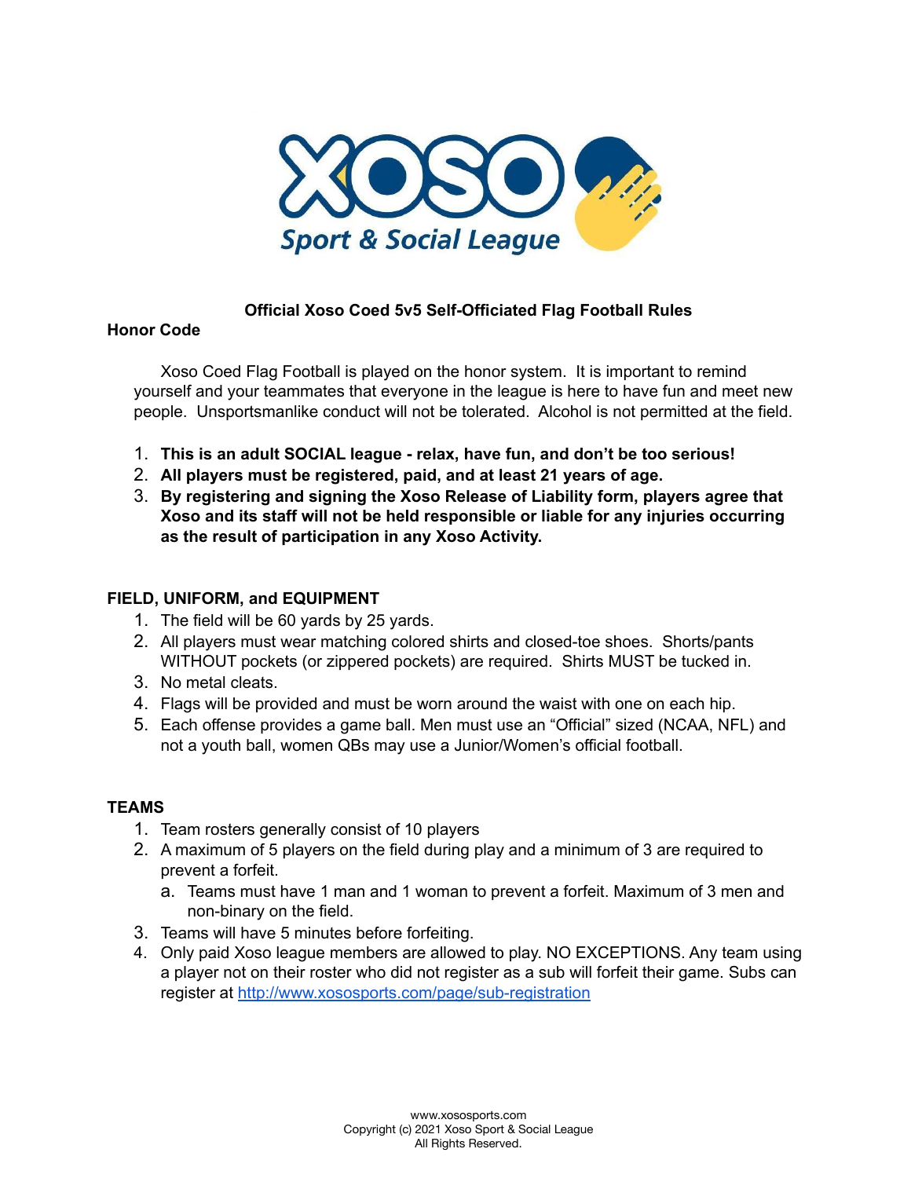# Official Xoso Coed 5v5 Self-Officiated Flag Football Rules

## Honor Code

Xoso Coed Flag Football is played on the honor system. It is important to remind yourself and your teammates that everyone in the league is here to have fun and meet new people. Unsportsmanlike conduct will not be tolerated. Alcohol is not permitted at the field.

1. **This is an adult SOCIAL league - relax, have fun, and don't be too serious!**
2. **All players must be registered, paid, and at least 21 years of age.**
3. **By registering and signing the Xoso Release of Liability form, players agree that Xoso and its staff will not be held responsible or liable for any injuries occurring as the result of participation in any Xoso Activity.**

## FIELD, UNIFORM, and EQUIPMENT

1. The field will be 60 yards by 25 yards.
2. All players must wear matching colored shirts and closed-toe shoes. Shorts/pants WITHOUT pockets (or zippered pockets) are required. Shirts MUST be tucked in.
3. No metal cleats.
4. Flags will be provided and must be worn around the waist with one on each hip.
5. Each offense provides a game ball. Men must use an "Official" sized (NCAA, NFL) and not a youth ball, women QBs may use a Junior/Women's official football.

## TEAMS

1. Team rosters generally consist of 10 players
2. A maximum of 5 players on the field during play and a minimum of 3 are required to prevent a forfeit.
   a. Teams must have 1 man and 1 woman to prevent a forfeit. Maximum of 3 men and non-binary on the field.
3. Teams will have 5 minutes before forfeiting.
4. Only paid Xoso league members are allowed to play. NO EXCEPTIONS. Any team using a player not on their roster who did not register as a sub will forfeit their game. Subs can register at http://www.xososports.com/page/sub-registration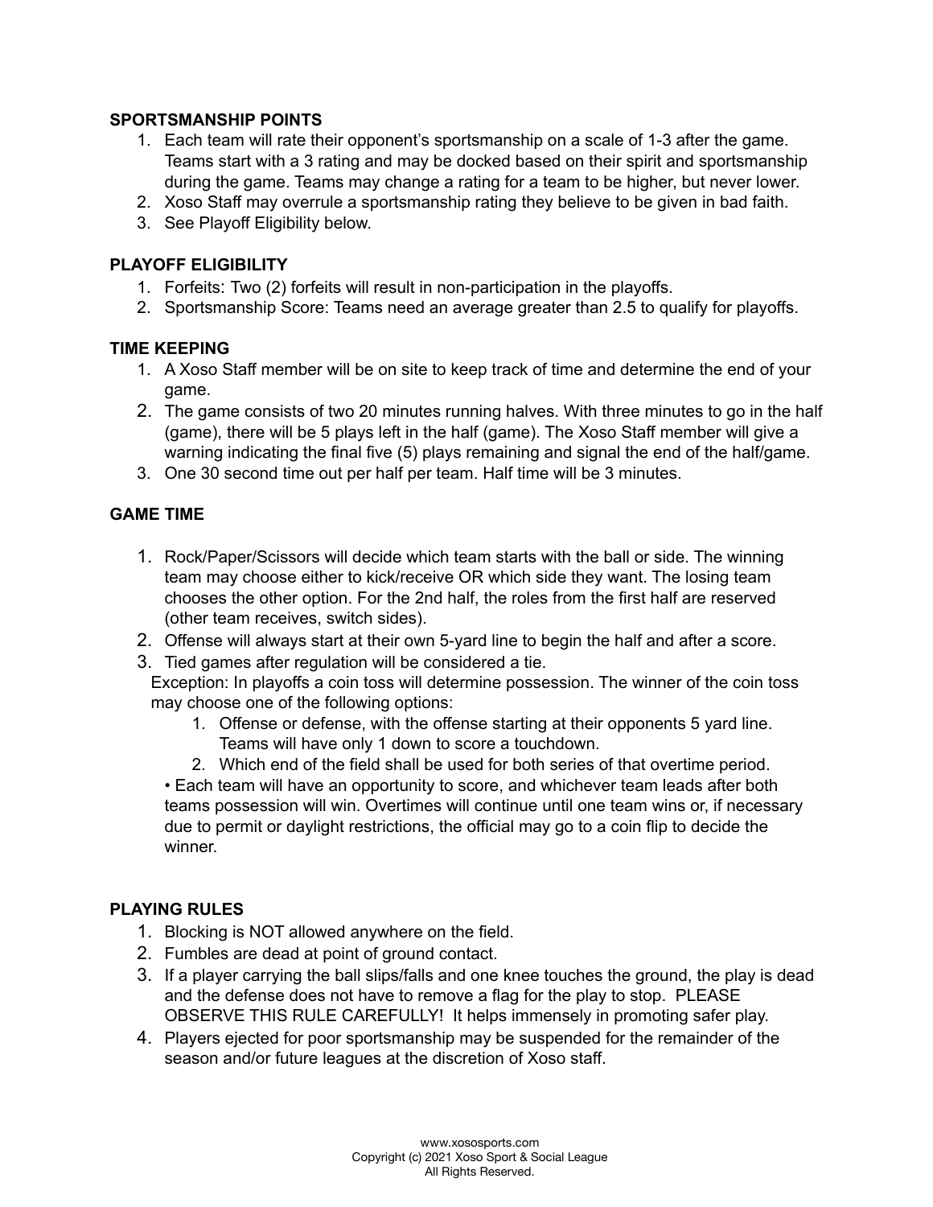**SPORTSMANSHIP POINTS**

1. Each team will rate their opponent's sportsmanship on a scale of 1-3 after the game. Teams start with a 3 rating and may be docked based on their spirit and sportsmanship during the game. Teams may change a rating for a team to be higher, but never lower.
2. Xoso Staff may overrule a sportsmanship rating they believe to be given in bad faith.
3. See Playoff Eligibility below.

**PLAYOFF ELIGIBILITY**

1. Forfeits: Two (2) forfeits will result in non-participation in the playoffs.
2. Sportsmanship Score: Teams need an average greater than 2.5 to qualify for playoffs.

**TIME KEEPING**

1. A Xoso Staff member will be on site to keep track of time and determine the end of your game.
2. The game consists of two 20 minutes running halves. With three minutes to go in the half (game), there will be 5 plays left in the half (game). The Xoso Staff member will give a warning indicating the final five (5) plays remaining and signal the end of the half/game.
3. One 30 second time out per half per team. Half time will be 3 minutes.

**GAME TIME**

1. Rock/Paper/Scissors will decide which team starts with the ball or side. The winning team may choose either to kick/receive OR which side they want. The losing team chooses the other option. For the 2nd half, the roles from the first half are reserved (other team receives, switch sides).
2. Offense will always start at their own 5-yard line to begin the half and after a score.
3. Tied games after regulation will be considered a tie.
   Exception: In playoffs a coin toss will determine possession. The winner of the coin toss may choose one of the following options:
    1. Offense or defense, with the offense starting at their opponents 5 yard line. Teams will have only 1 down to score a touchdown.
    2. Which end of the field shall be used for both series of that overtime period.

   • Each team will have an opportunity to score, and whichever team leads after both teams possession will win. Overtimes will continue until one team wins or, if necessary due to permit or daylight restrictions, the official may go to a coin flip to decide the winner.

**PLAYING RULES**

1. Blocking is NOT allowed anywhere on the field.
2. Fumbles are dead at point of ground contact.
3. If a player carrying the ball slips/falls and one knee touches the ground, the play is dead and the defense does not have to remove a flag for the play to stop. PLEASE OBSERVE THIS RULE CAREFULLY! It helps immensely in promoting safer play.
4. Players ejected for poor sportsmanship may be suspended for the remainder of the season and/or future leagues at the discretion of Xoso staff.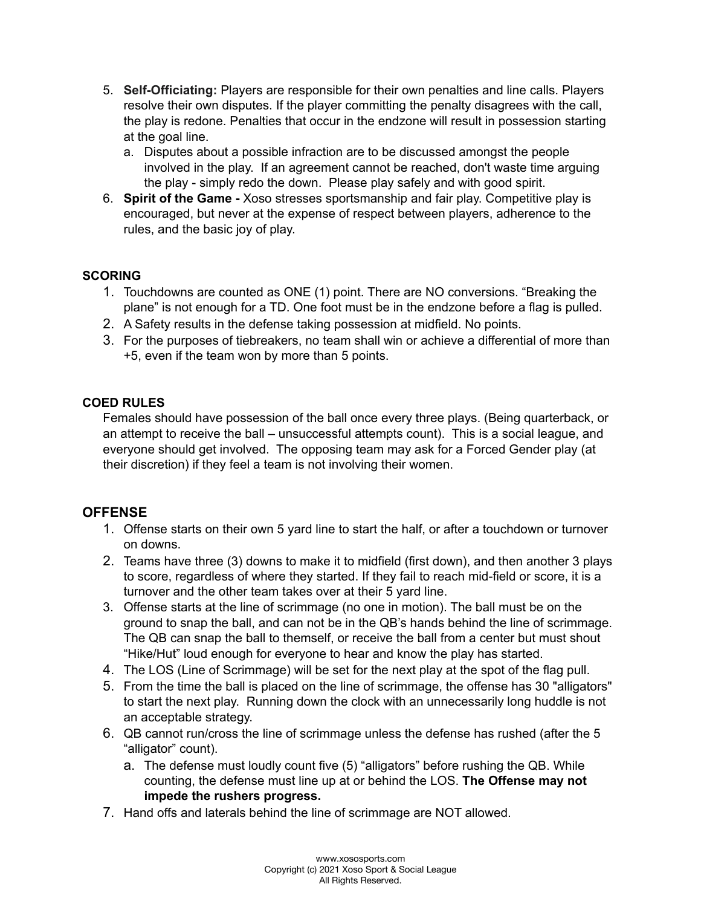5. **Self-Officiating:** Players are responsible for their own penalties and line calls. Players resolve their own disputes. If the player committing the penalty disagrees with the call, the play is redone. Penalties that occur in the endzone will result in possession starting at the goal line.
   a. Disputes about a possible infraction are to be discussed amongst the people involved in the play.  If an agreement cannot be reached, don't waste time arguing the play - simply redo the down.  Please play safely and with good spirit.
6. **Spirit of the Game -** Xoso stresses sportsmanship and fair play. Competitive play is encouraged, but never at the expense of respect between players, adherence to the rules, and the basic joy of play.

**SCORING**

1. Touchdowns are counted as ONE (1) point. There are NO conversions. “Breaking the plane” is not enough for a TD. One foot must be in the endzone before a flag is pulled.
2. A Safety results in the defense taking possession at midfield. No points.
3. For the purposes of tiebreakers, no team shall win or achieve a differential of more than +5, even if the team won by more than 5 points.

**COED RULES**

Females should have possession of the ball once every three plays. (Being quarterback, or an attempt to receive the ball – unsuccessful attempts count).  This is a social league, and everyone should get involved.  The opposing team may ask for a Forced Gender play (at their discretion) if they feel a team is not involving their women.

## OFFENSE

1. Offense starts on their own 5 yard line to start the half, or after a touchdown or turnover on downs.
2. Teams have three (3) downs to make it to midfield (first down), and then another 3 plays to score, regardless of where they started. If they fail to reach mid-field or score, it is a turnover and the other team takes over at their 5 yard line.
3. Offense starts at the line of scrimmage (no one in motion). The ball must be on the ground to snap the ball, and can not be in the QB’s hands behind the line of scrimmage. The QB can snap the ball to themself, or receive the ball from a center but must shout “Hike/Hut” loud enough for everyone to hear and know the play has started.
4. The LOS (Line of Scrimmage) will be set for the next play at the spot of the flag pull.
5. From the time the ball is placed on the line of scrimmage, the offense has 30 "alligators" to start the next play.  Running down the clock with an unnecessarily long huddle is not an acceptable strategy.
6. QB cannot run/cross the line of scrimmage unless the defense has rushed (after the 5 “alligator” count).
   a. The defense must loudly count five (5) “alligators” before rushing the QB. While counting, the defense must line up at or behind the LOS. **The Offense may not impede the rushers progress.**
7. Hand offs and laterals behind the line of scrimmage are NOT allowed.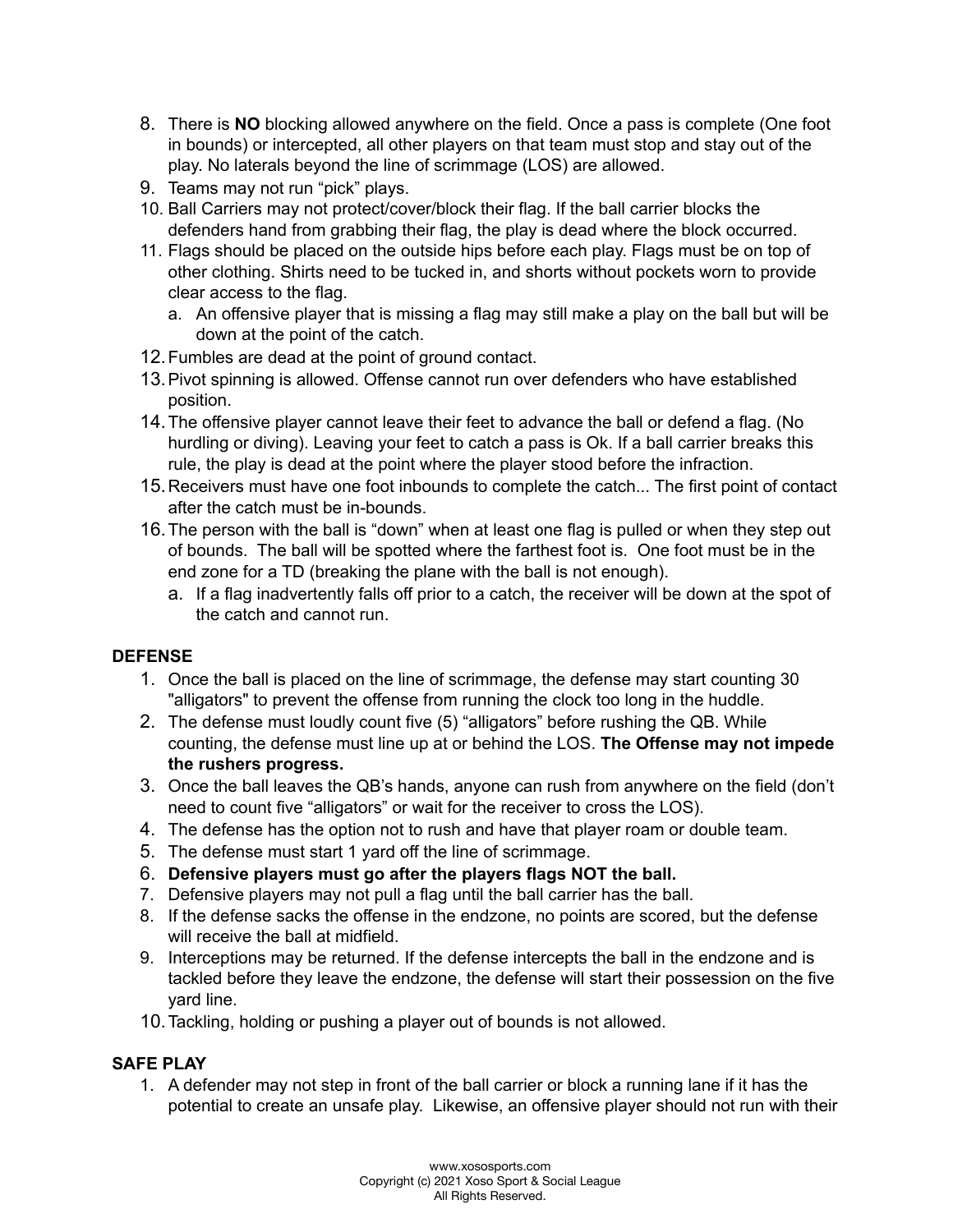8. There is **NO** blocking allowed anywhere on the field. Once a pass is complete (One foot in bounds) or intercepted, all other players on that team must stop and stay out of the play. No laterals beyond the line of scrimmage (LOS) are allowed.
9. Teams may not run "pick" plays.
10. Ball Carriers may not protect/cover/block their flag. If the ball carrier blocks the defenders hand from grabbing their flag, the play is dead where the block occurred.
11. Flags should be placed on the outside hips before each play. Flags must be on top of other clothing. Shirts need to be tucked in, and shorts without pockets worn to provide clear access to the flag.
    a. An offensive player that is missing a flag may still make a play on the ball but will be down at the point of the catch.
12. Fumbles are dead at the point of ground contact.
13. Pivot spinning is allowed. Offense cannot run over defenders who have established position.
14. The offensive player cannot leave their feet to advance the ball or defend a flag. (No hurdling or diving). Leaving your feet to catch a pass is Ok. If a ball carrier breaks this rule, the play is dead at the point where the player stood before the infraction.
15. Receivers must have one foot inbounds to complete the catch... The first point of contact after the catch must be in-bounds.
16. The person with the ball is "down" when at least one flag is pulled or when they step out of bounds. The ball will be spotted where the farthest foot is. One foot must be in the end zone for a TD (breaking the plane with the ball is not enough).
    a. If a flag inadvertently falls off prior to a catch, the receiver will be down at the spot of the catch and cannot run.

## DEFENSE

1. Once the ball is placed on the line of scrimmage, the defense may start counting 30 "alligators" to prevent the offense from running the clock too long in the huddle.
2. The defense must loudly count five (5) "alligators" before rushing the QB. While counting, the defense must line up at or behind the LOS. **The Offense may not impede the rushers progress.**
3. Once the ball leaves the QB's hands, anyone can rush from anywhere on the field (don't need to count five "alligators" or wait for the receiver to cross the LOS).
4. The defense has the option not to rush and have that player roam or double team.
5. The defense must start 1 yard off the line of scrimmage.
6. **Defensive players must go after the players flags NOT the ball.**
7. Defensive players may not pull a flag until the ball carrier has the ball.
8. If the defense sacks the offense in the endzone, no points are scored, but the defense will receive the ball at midfield.
9. Interceptions may be returned. If the defense intercepts the ball in the endzone and is tackled before they leave the endzone, the defense will start their possession on the five yard line.
10. Tackling, holding or pushing a player out of bounds is not allowed.

## SAFE PLAY

1. A defender may not step in front of the ball carrier or block a running lane if it has the potential to create an unsafe play. Likewise, an offensive player should not run with their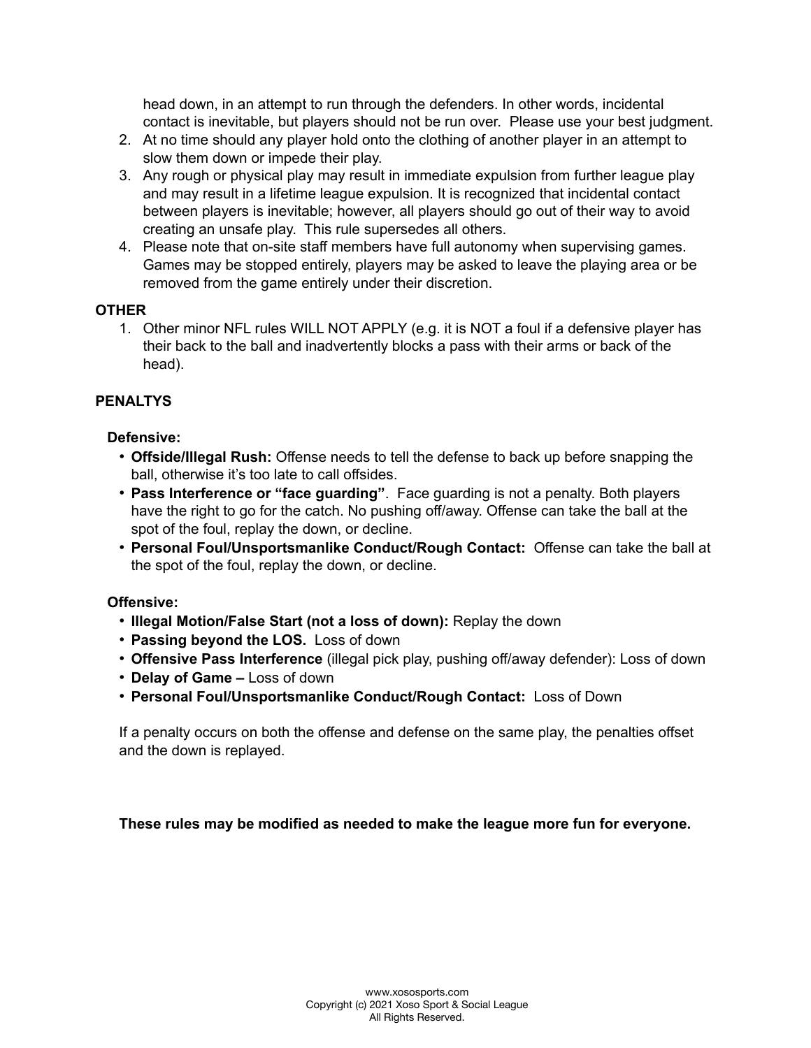head down, in an attempt to run through the defenders. In other words, incidental contact is inevitable, but players should not be run over.  Please use your best judgment.

2. At no time should any player hold onto the clothing of another player in an attempt to slow them down or impede their play.
3. Any rough or physical play may result in immediate expulsion from further league play and may result in a lifetime league expulsion. It is recognized that incidental contact between players is inevitable; however, all players should go out of their way to avoid creating an unsafe play.  This rule supersedes all others.
4. Please note that on-site staff members have full autonomy when supervising games. Games may be stopped entirely, players may be asked to leave the playing area or be removed from the game entirely under their discretion.

**OTHER**

1. Other minor NFL rules WILL NOT APPLY (e.g. it is NOT a foul if a defensive player has their back to the ball and inadvertently blocks a pass with their arms or back of the head).

**PENALTYS**

**Defensive:**

- **Offside/Illegal Rush:** Offense needs to tell the defense to back up before snapping the ball, otherwise it's too late to call offsides.
- **Pass Interference or "face guarding"**.  Face guarding is not a penalty. Both players have the right to go for the catch. No pushing off/away. Offense can take the ball at the spot of the foul, replay the down, or decline.
- **Personal Foul/Unsportsmanlike Conduct/Rough Contact:**  Offense can take the ball at the spot of the foul, replay the down, or decline.

**Offensive:**

- **Illegal Motion/False Start (not a loss of down):** Replay the down
- **Passing beyond the LOS.**  Loss of down
- **Offensive Pass Interference** (illegal pick play, pushing off/away defender): Loss of down
- **Delay of Game –** Loss of down
- **Personal Foul/Unsportsmanlike Conduct/Rough Contact:**  Loss of Down

If a penalty occurs on both the offense and defense on the same play, the penalties offset and the down is replayed.

**These rules may be modified as needed to make the league more fun for everyone.**

www.xososports.com
Copyright (c) 2021 Xoso Sport & Social League
All Rights Reserved.